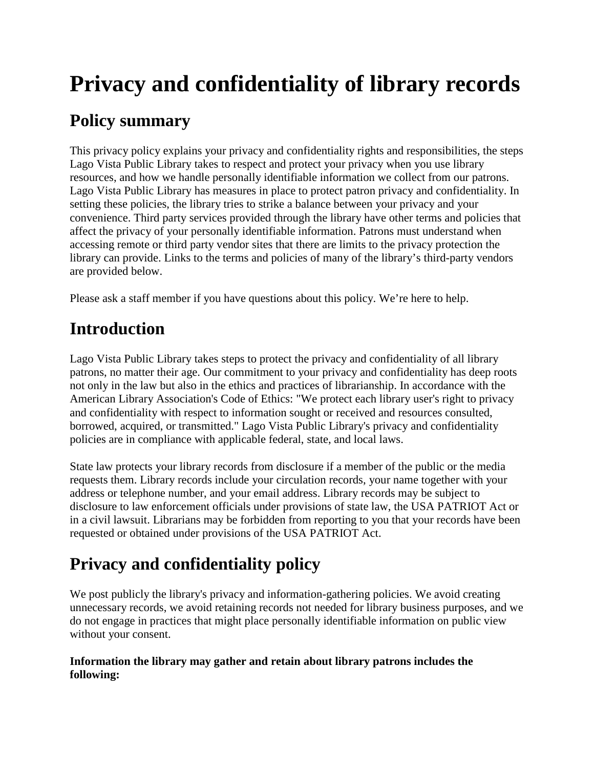# Privacy and confidentiality of library records

## Policy summary

This privacy policy explains your privacy and confidentiality rights and responsibilities, the steps Lago Vista Public Library takes to respect and protect your privacy when you use library resources, and how we handle personally identifiable information we collect from our patrons. Lago Vista Public Library has measures in place to protect patron privacy and confidentiality. In setting these policies, the library tries to strike a balance between your privacy and your convenience. Third party services provided through the library have other terms and policies that affect the privacy of your personally identifiable information. Patrons must understand when accessing remote or third party vendor sites that there are limits to the privacy protection the library can provide. Links to the terms and policies of many of the library's third-party vendors are provided below.

Please ask a staff member if you have questions about this policy. We're here to help.

## Introduction

Lago Vista Public Library takes steps to protect the privacy and confidentiality of all library patrons, no matter their age. Our commitment to your privacy and confidentiality has deep roots not only in the law but also in the ethics and practices of librarianship. In accordance with the American Library Association's Code of Ethics: "We protect each library user's right to privacy and confidentiality with respect to information sought or received and resources consulted, borrowed, acquired, or transmitted." Lago Vista Public Library's privacy and confidentiality policies are in compliance with applicable federal, state, and local laws.

State law protects your library records from disclosure if a member of the public or the media requests them. Library records include your circulation records, your name together with your address or telephone number, and your email address. Library records may be subject to disclosure to law enforcement officials under provisions of state law, the USA PATRIOT Act or in a civil lawsuit. Librarians may be forbidden from reporting to you that your records have been requested or obtained under provisions of the USA PATRIOT Act.

## Privacy and confidentiality policy

We post publicly the library's privacy and information-gathering policies. We avoid creating unnecessary records, we avoid retaining records not needed for library business purposes, and we do not engage in practices that might place personally identifiable information on public view without your consent.

**Information the library may gather and retain about library patrons includes the following:**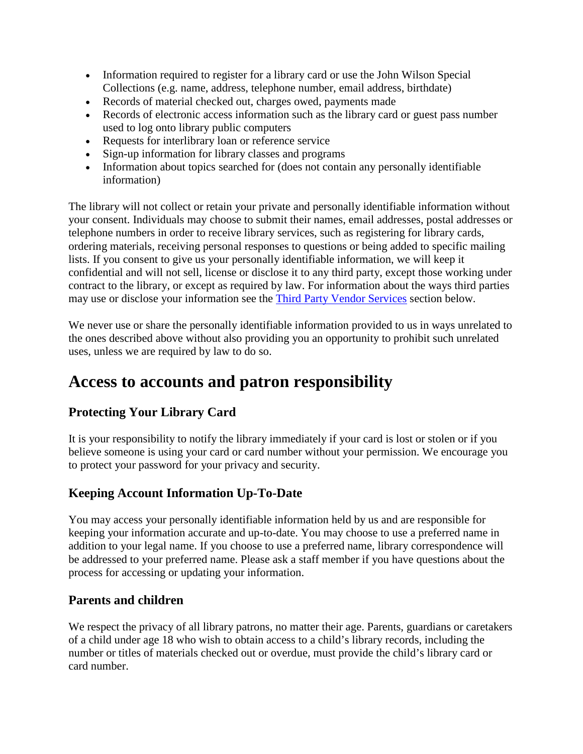- Information required to register for a library card or use the John Wilson Special Collections (e.g. name, address, telephone number, email address, birthdate)
- Records of material checked out, charges owed, payments made
- Records of electronic access information such as the library card or guest pass number used to log onto library public computers
- Requests for interlibrary loan or reference service
- Sign-up information for library classes and programs
- Information about topics searched for (does not contain any personally identifiable information)

The library will not collect or retain your private and personally identifiable information without your consent. Individuals may choose to submit their names, email addresses, postal addresses or telephone numbers in order to receive library services, such as registering for library cards, ordering materials, receiving personal responses to questions or being added to specific mailing lists. If you consent to give us your personally identifiable information, we will keep it confidential and will not sell, license or disclose it to any third party, except those working under contract to the library, or except as required by law. For information about the ways third parties may use or disclose your information see the [Third Party Vendor Services]() section below.

We never use or share the personally identifiable information provided to us in ways unrelated to the ones described above without also providing you an opportunity to prohibit such unrelated uses, unless we are required by law to do so.

# Access to accounts and patron responsibility

## Protecting Your Library Card

It is your responsibility to notify the library immediately if your card is lost or stolen or if you believe someone is using your card or card number without your permission. We encourage you to protect your password for your privacy and security.

## Keeping Account Information Up-To-Date

You may access your personally identifiable information held by us and are responsible for keeping your information accurate and up-to-date. You may choose to use a preferred name in addition to your legal name. If you choose to use a preferred name, library correspondence will be addressed to your preferred name. Please ask a staff member if you have questions about the process for accessing or updating your information.

## Parents and children

We respect the privacy of all library patrons, no matter their age. Parents, guardians or caretakers of a child under age 18 who wish to obtain access to a child's library records, including the number or titles of materials checked out or overdue, must provide the child's library card or card number.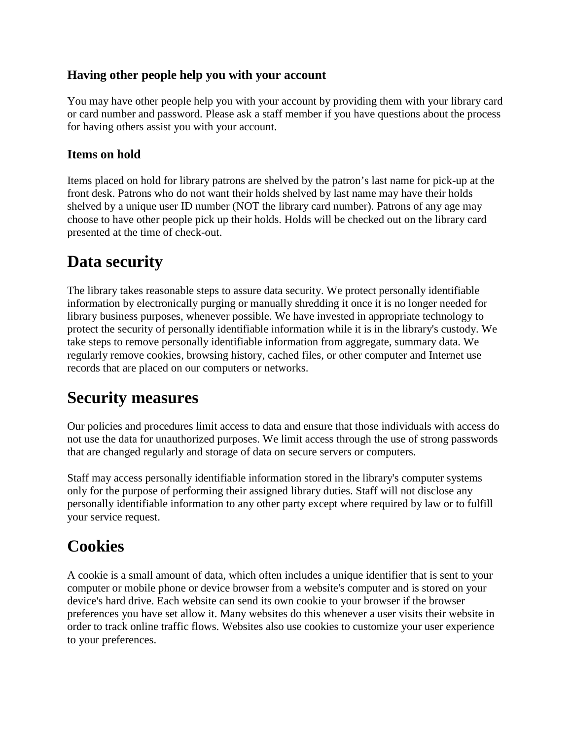### Having other people help you with your account

You may have other people help you with your account by providing them with your library card or card number and password. Please ask a staff member if you have questions about the process for having others assist you with your account.

### Items on hold

Items placed on hold for library patrons are shelved by the patron’s last name for pick-up at the front desk. Patrons who do not want their holds shelved by last name may have their holds shelved by a unique user ID number (NOT the library card number). Patrons of any age may choose to have other people pick up their holds. Holds will be checked out on the library card presented at the time of check-out.

## Data security

The library takes reasonable steps to assure data security. We protect personally identifiable information by electronically purging or manually shredding it once it is no longer needed for library business purposes, whenever possible. We have invested in appropriate technology to protect the security of personally identifiable information while it is in the library's custody. We take steps to remove personally identifiable information from aggregate, summary data. We regularly remove cookies, browsing history, cached files, or other computer and Internet use records that are placed on our computers or networks.

## Security measures

Our policies and procedures limit access to data and ensure that those individuals with access do not use the data for unauthorized purposes. We limit access through the use of strong passwords that are changed regularly and storage of data on secure servers or computers.

Staff may access personally identifiable information stored in the library's computer systems only for the purpose of performing their assigned library duties. Staff will not disclose any personally identifiable information to any other party except where required by law or to fulfill your service request.

## Cookies

A cookie is a small amount of data, which often includes a unique identifier that is sent to your computer or mobile phone or device browser from a website's computer and is stored on your device's hard drive. Each website can send its own cookie to your browser if the browser preferences you have set allow it. Many websites do this whenever a user visits their website in order to track online traffic flows. Websites also use cookies to customize your user experience to your preferences.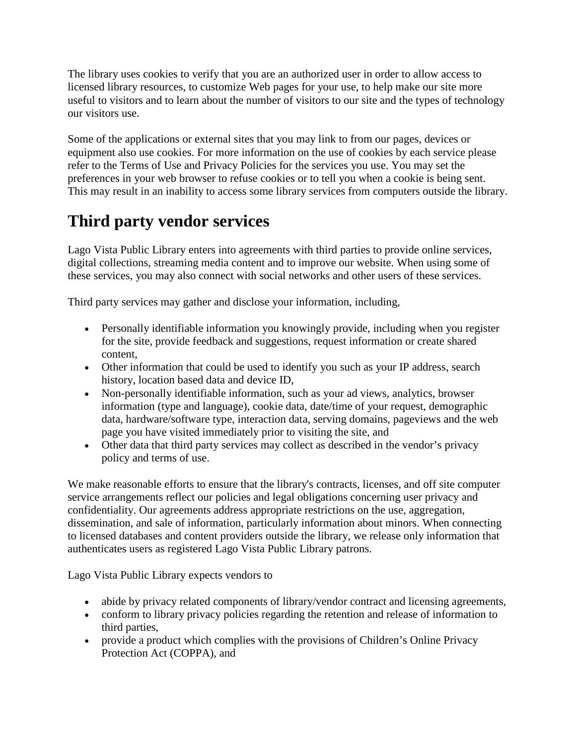The library uses cookies to verify that you are an authorized user in order to allow access to licensed library resources, to customize Web pages for your use, to help make our site more useful to visitors and to learn about the number of visitors to our site and the types of technology our visitors use.

Some of the applications or external sites that you may link to from our pages, devices or equipment also use cookies. For more information on the use of cookies by each service please refer to the Terms of Use and Privacy Policies for the services you use. You may set the preferences in your web browser to refuse cookies or to tell you when a cookie is being sent. This may result in an inability to access some library services from computers outside the library.

# Third party vendor services

Lago Vista Public Library enters into agreements with third parties to provide online services, digital collections, streaming media content and to improve our website. When using some of these services, you may also connect with social networks and other users of these services.

Third party services may gather and disclose your information, including,

- Personally identifiable information you knowingly provide, including when you register for the site, provide feedback and suggestions, request information or create shared content,
- Other information that could be used to identify you such as your IP address, search history, location based data and device ID,
- Non-personally identifiable information, such as your ad views, analytics, browser information (type and language), cookie data, date/time of your request, demographic data, hardware/software type, interaction data, serving domains, pageviews and the web page you have visited immediately prior to visiting the site, and
- Other data that third party services may collect as described in the vendor's privacy policy and terms of use.

We make reasonable efforts to ensure that the library's contracts, licenses, and off site computer service arrangements reflect our policies and legal obligations concerning user privacy and confidentiality. Our agreements address appropriate restrictions on the use, aggregation, dissemination, and sale of information, particularly information about minors. When connecting to licensed databases and content providers outside the library, we release only information that authenticates users as registered Lago Vista Public Library patrons.

Lago Vista Public Library expects vendors to

- abide by privacy related components of library/vendor contract and licensing agreements,
- conform to library privacy policies regarding the retention and release of information to third parties,
- provide a product which complies with the provisions of Children's Online Privacy Protection Act (COPPA), and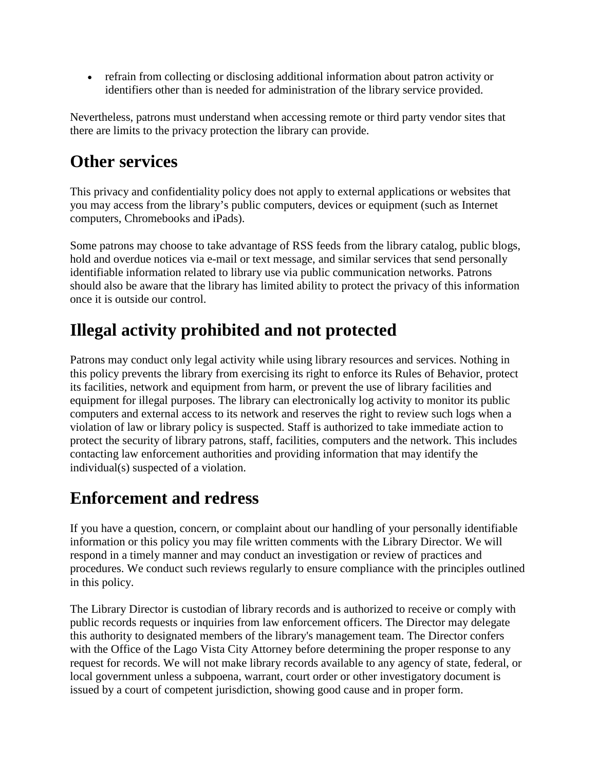- refrain from collecting or disclosing additional information about patron activity or identifiers other than is needed for administration of the library service provided.

Nevertheless, patrons must understand when accessing remote or third party vendor sites that there are limits to the privacy protection the library can provide.

## Other services

This privacy and confidentiality policy does not apply to external applications or websites that you may access from the library's public computers, devices or equipment (such as Internet computers, Chromebooks and iPads).

Some patrons may choose to take advantage of RSS feeds from the library catalog, public blogs, hold and overdue notices via e-mail or text message, and similar services that send personally identifiable information related to library use via public communication networks. Patrons should also be aware that the library has limited ability to protect the privacy of this information once it is outside our control.

## Illegal activity prohibited and not protected

Patrons may conduct only legal activity while using library resources and services. Nothing in this policy prevents the library from exercising its right to enforce its Rules of Behavior, protect its facilities, network and equipment from harm, or prevent the use of library facilities and equipment for illegal purposes. The library can electronically log activity to monitor its public computers and external access to its network and reserves the right to review such logs when a violation of law or library policy is suspected. Staff is authorized to take immediate action to protect the security of library patrons, staff, facilities, computers and the network. This includes contacting law enforcement authorities and providing information that may identify the individual(s) suspected of a violation.

## Enforcement and redress

If you have a question, concern, or complaint about our handling of your personally identifiable information or this policy you may file written comments with the Library Director. We will respond in a timely manner and may conduct an investigation or review of practices and procedures. We conduct such reviews regularly to ensure compliance with the principles outlined in this policy.

The Library Director is custodian of library records and is authorized to receive or comply with public records requests or inquiries from law enforcement officers. The Director may delegate this authority to designated members of the library's management team. The Director confers with the Office of the Lago Vista City Attorney before determining the proper response to any request for records. We will not make library records available to any agency of state, federal, or local government unless a subpoena, warrant, court order or other investigatory document is issued by a court of competent jurisdiction, showing good cause and in proper form.